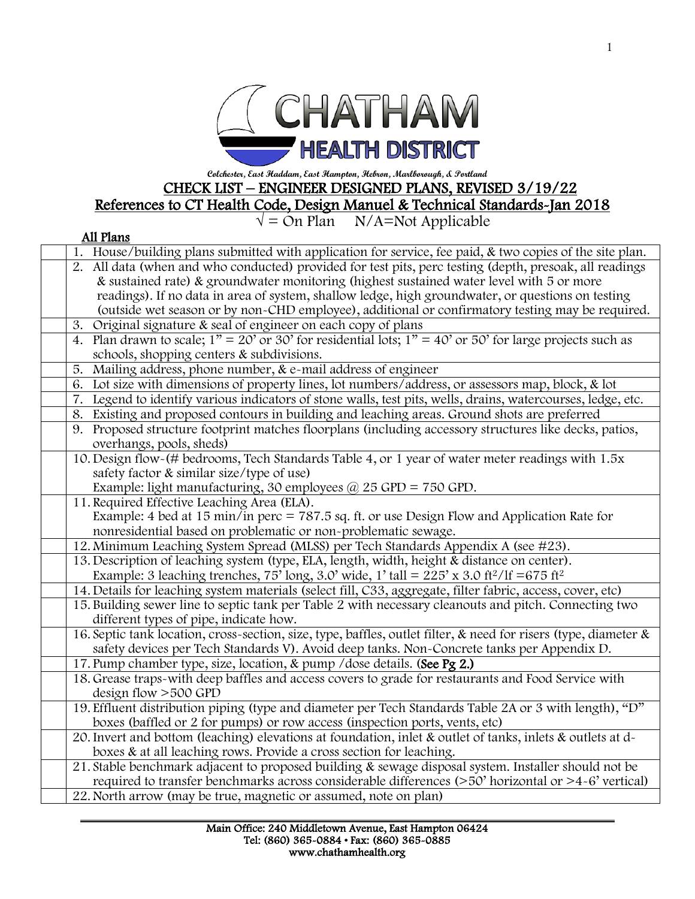# CHATHAM HEALTH DISTRICT

Colchester, East Haddam, East Hampton, Hebron, Marlborough, & Portland

## CHECK LIST – ENGINEER DESIGNED PLANS, REVISED 3/19/22

## References to CT Health Code, Design Manuel & Technical Standards-Jan 2018

√ = On Plan    N/A=Not Applicable

### All Plans

| | |
|---|---|
| | 1. House/building plans submitted with application for service, fee paid, & two copies of the site plan. |
| | 2. All data (when and who conducted) provided for test pits, perc testing (depth, presoak, all readings & sustained rate) & groundwater monitoring (highest sustained water level with 5 or more readings). If no data in area of system, shallow ledge, high groundwater, or questions on testing (outside wet season or by non-CHD employee), additional or confirmatory testing may be required. |
| | 3. Original signature & seal of engineer on each copy of plans |
| | 4. Plan drawn to scale; 1" = 20' or 30' for residential lots; 1" = 40' or 50' for large projects such as schools, shopping centers & subdivisions. |
| | 5. Mailing address, phone number, & e-mail address of engineer |
| | 6. Lot size with dimensions of property lines, lot numbers/address, or assessors map, block, & lot |
| | 7. Legend to identify various indicators of stone walls, test pits, wells, drains, watercourses, ledge, etc. |
| | 8. Existing and proposed contours in building and leaching areas. Ground shots are preferred |
| | 9. Proposed structure footprint matches floorplans (including accessory structures like decks, patios, overhangs, pools, sheds) |
| | 10. Design flow-(# bedrooms, Tech Standards Table 4, or 1 year of water meter readings with 1.5x safety factor & similar size/type of use) Example: light manufacturing, 30 employees @ 25 GPD = 750 GPD. |
| | 11. Required Effective Leaching Area (ELA). Example: 4 bed at 15 min/in perc = 787.5 sq. ft. or use Design Flow and Application Rate for nonresidential based on problematic or non-problematic sewage. |
| | 12. Minimum Leaching System Spread (MLSS) per Tech Standards Appendix A (see #23). |
| | 13. Description of leaching system (type, ELA, length, width, height & distance on center). Example: 3 leaching trenches, 75' long, 3.0' wide, 1' tall = 225' x 3.0 $ft^2$/lf =675 $ft^2$ |
| | 14. Details for leaching system materials (select fill, C33, aggregate, filter fabric, access, cover, etc) |
| | 15. Building sewer line to septic tank per Table 2 with necessary cleanouts and pitch. Connecting two different types of pipe, indicate how. |
| | 16. Septic tank location, cross-section, size, type, baffles, outlet filter, & need for risers (type, diameter & safety devices per Tech Standards V). Avoid deep tanks. Non-Concrete tanks per Appendix D. |
| | 17. Pump chamber type, size, location, & pump /dose details. **(See Pg 2.)** |
| | 18. Grease traps-with deep baffles and access covers to grade for restaurants and Food Service with design flow >500 GPD |
| | 19. Effluent distribution piping (type and diameter per Tech Standards Table 2A or 3 with length), "D" boxes (baffled or 2 for pumps) or row access (inspection ports, vents, etc) |
| | 20. Invert and bottom (leaching) elevations at foundation, inlet & outlet of tanks, inlets & outlets at d-boxes & at all leaching rows. Provide a cross section for leaching. |
| | 21. Stable benchmark adjacent to proposed building & sewage disposal system. Installer should not be required to transfer benchmarks across considerable differences (>50' horizontal or >4-6' vertical) |
| | 22. North arrow (may be true, magnetic or assumed, note on plan) |

Main Office: 240 Middletown Avenue, East Hampton 06424
Tel: (860) 365-0884 • Fax: (860) 365-0885
www.chathamhealth.org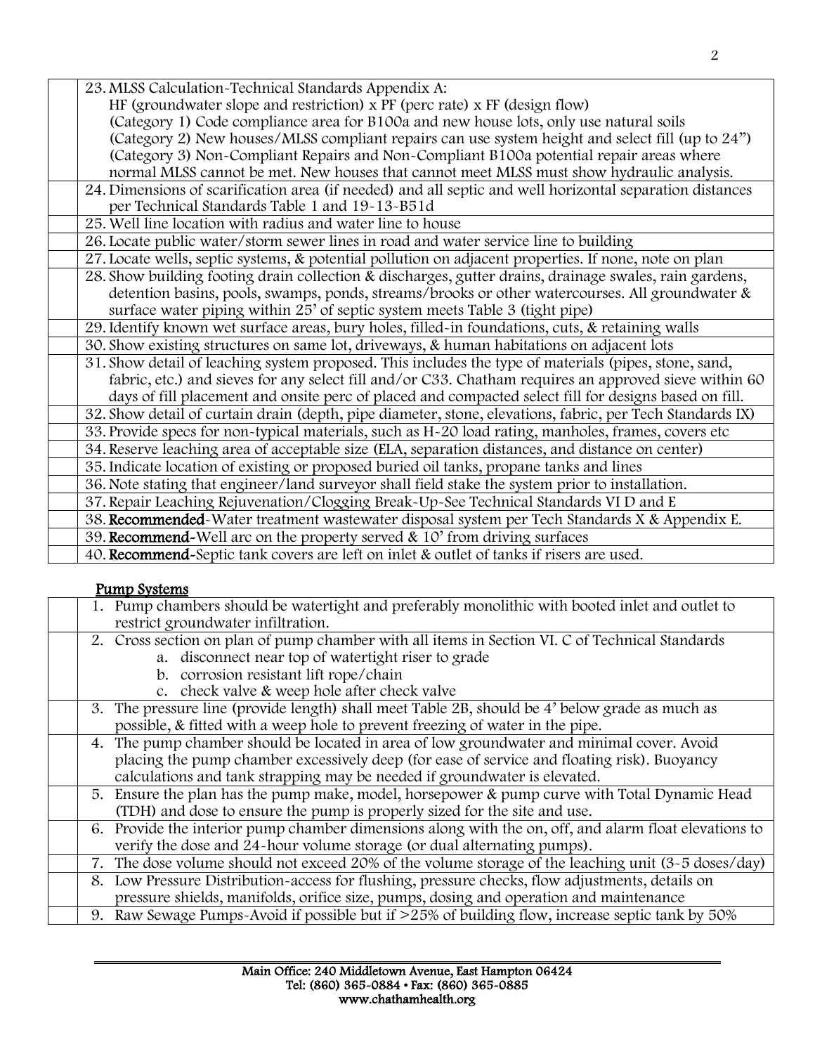| | |
|---|---|
| | 23. MLSS Calculation-Technical Standards Appendix A:<br>HF (groundwater slope and restriction) x PF (perc rate) x FF (design flow)<br>(Category 1) Code compliance area for B100a and new house lots, only use natural soils<br>(Category 2) New houses/MLSS compliant repairs can use system height and select fill (up to 24")<br>(Category 3) Non-Compliant Repairs and Non-Compliant B100a potential repair areas where normal MLSS cannot be met. New houses that cannot meet MLSS must show hydraulic analysis. |
| | 24. Dimensions of scarification area (if needed) and all septic and well horizontal separation distances per Technical Standards Table 1 and 19-13-B51d |
| | 25. Well line location with radius and water line to house |
| | 26. Locate public water/storm sewer lines in road and water service line to building |
| | 27. Locate wells, septic systems, & potential pollution on adjacent properties. If none, note on plan |
| | 28. Show building footing drain collection & discharges, gutter drains, drainage swales, rain gardens, detention basins, pools, swamps, ponds, streams/brooks or other watercourses. All groundwater & surface water piping within 25' of septic system meets Table 3 (tight pipe) |
| | 29. Identify known wet surface areas, bury holes, filled-in foundations, cuts, & retaining walls |
| | 30. Show existing structures on same lot, driveways, & human habitations on adjacent lots |
| | 31. Show detail of leaching system proposed. This includes the type of materials (pipes, stone, sand, fabric, etc.) and sieves for any select fill and/or C33. Chatham requires an approved sieve within 60 days of fill placement and onsite perc of placed and compacted select fill for designs based on fill. |
| | 32. Show detail of curtain drain (depth, pipe diameter, stone, elevations, fabric, per Tech Standards IX) |
| | 33. Provide specs for non-typical materials, such as H-20 load rating, manholes, frames, covers etc |
| | 34. Reserve leaching area of acceptable size (ELA, separation distances, and distance on center) |
| | 35. Indicate location of existing or proposed buried oil tanks, propane tanks and lines |
| | 36. Note stating that engineer/land surveyor shall field stake the system prior to installation. |
| | 37. Repair Leaching Rejuvenation/Clogging Break-Up-See Technical Standards VI D and E |
| | 38. **Recommended**-Water treatment wastewater disposal system per Tech Standards X & Appendix E. |
| | 39. **Recommend**-Well arc on the property served & 10' from driving surfaces |
| | 40. **Recommend**-Septic tank covers are left on inlet & outlet of tanks if risers are used. |

## Pump Systems

| | |
|---|---|
| | 1. Pump chambers should be watertight and preferably monolithic with booted inlet and outlet to restrict groundwater infiltration. |
| | 2. Cross section on plan of pump chamber with all items in Section VI. C of Technical Standards<br>a. disconnect near top of watertight riser to grade<br>b. corrosion resistant lift rope/chain<br>c. check valve & weep hole after check valve |
| | 3. The pressure line (provide length) shall meet Table 2B, should be 4' below grade as much as possible, & fitted with a weep hole to prevent freezing of water in the pipe. |
| | 4. The pump chamber should be located in area of low groundwater and minimal cover. Avoid placing the pump chamber excessively deep (for ease of service and floating risk). Buoyancy calculations and tank strapping may be needed if groundwater is elevated. |
| | 5. Ensure the plan has the pump make, model, horsepower & pump curve with Total Dynamic Head (TDH) and dose to ensure the pump is properly sized for the site and use. |
| | 6. Provide the interior pump chamber dimensions along with the on, off, and alarm float elevations to verify the dose and 24-hour volume storage (or dual alternating pumps). |
| | 7. The dose volume should not exceed 20% of the volume storage of the leaching unit (3-5 doses/day) |
| | 8. Low Pressure Distribution-access for flushing, pressure checks, flow adjustments, details on pressure shields, manifolds, orifice size, pumps, dosing and operation and maintenance |
| | 9. Raw Sewage Pumps-Avoid if possible but if >25% of building flow, increase septic tank by 50% |

**Main Office: 240 Middletown Avenue, East Hampton 06424**
**Tel: (860) 365-0884 • Fax: (860) 365-0885**
**www.chathamhealth.org**